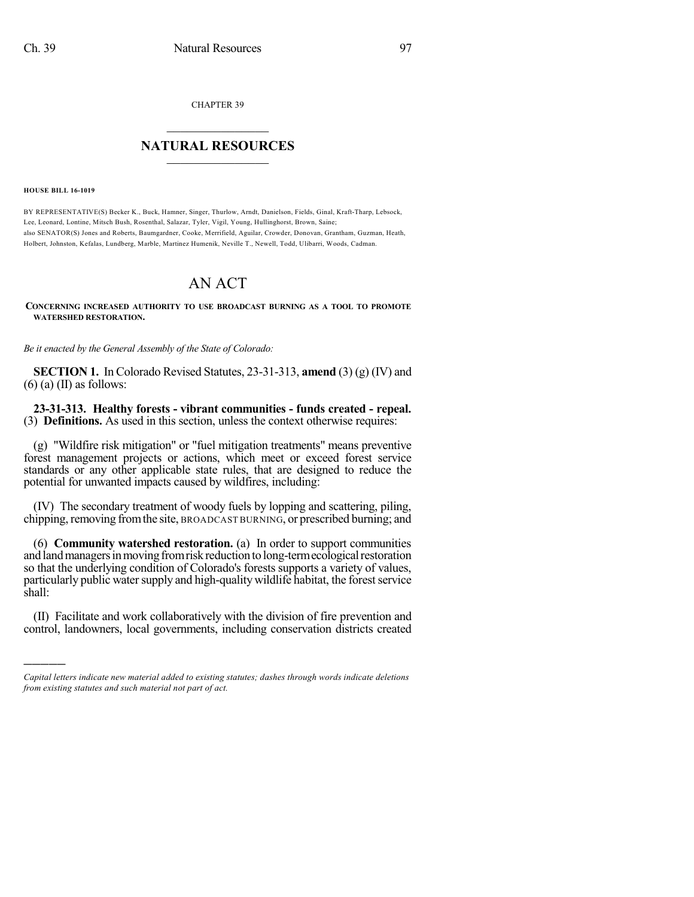CHAPTER 39

# NATURAL RESOURCES

**HOUSE BILL 16-1019**

BY REPRESENTATIVE(S) Becker K., Buck, Hamner, Singer, Thurlow, Arndt, Danielson, Fields, Ginal, Kraft-Tharp, Lebsock, Lee, Leonard, Lontine, Mitsch Bush, Rosenthal, Salazar, Tyler, Vigil, Young, Hullinghorst, Brown, Saine;
also SENATOR(S) Jones and Roberts, Baumgardner, Cooke, Merrifield, Aguilar, Crowder, Donovan, Grantham, Guzman, Heath, Holbert, Johnston, Kefalas, Lundberg, Marble, Martinez Humenik, Neville T., Newell, Todd, Ulibarri, Woods, Cadman.

# AN ACT

**CONCERNING INCREASED AUTHORITY TO USE BROADCAST BURNING AS A TOOL TO PROMOTE WATERSHED RESTORATION.**

*Be it enacted by the General Assembly of the State of Colorado:*

**SECTION 1.** In Colorado Revised Statutes, 23-31-313, **amend** (3) (g) (IV) and (6) (a) (II) as follows:

**23-31-313. Healthy forests - vibrant communities - funds created - repeal.** (3) **Definitions.** As used in this section, unless the context otherwise requires:

(g) "Wildfire risk mitigation" or "fuel mitigation treatments" means preventive forest management projects or actions, which meet or exceed forest service standards or any other applicable state rules, that are designed to reduce the potential for unwanted impacts caused by wildfires, including:

(IV) The secondary treatment of woody fuels by lopping and scattering, piling, chipping, removing from the site, BROADCAST BURNING, or prescribed burning; and

(6) **Community watershed restoration.** (a) In order to support communities and land managers in moving from risk reduction to long-term ecological restoration so that the underlying condition of Colorado's forests supports a variety of values, particularly public water supply and high-quality wildlife habitat, the forest service shall:

(II) Facilitate and work collaboratively with the division of fire prevention and control, landowners, local governments, including conservation districts created

---

*Capital letters indicate new material added to existing statutes; dashes through words indicate deletions from existing statutes and such material not part of act.*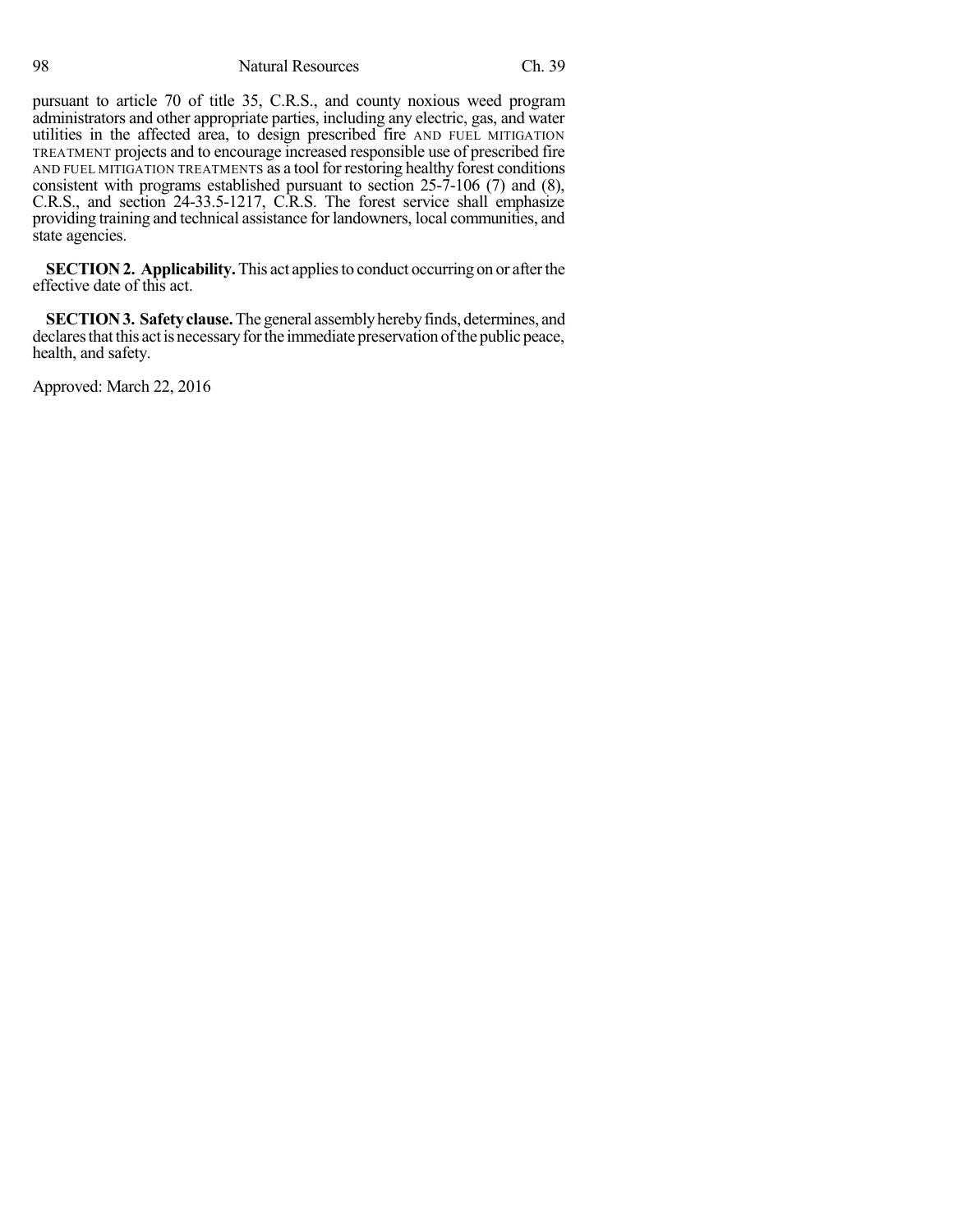pursuant to article 70 of title 35, C.R.S., and county noxious weed program administrators and other appropriate parties, including any electric, gas, and water utilities in the affected area, to design prescribed fire AND FUEL MITIGATION TREATMENT projects and to encourage increased responsible use of prescribed fire AND FUEL MITIGATION TREATMENTS as a tool for restoring healthy forest conditions consistent with programs established pursuant to section 25-7-106 (7) and (8), C.R.S., and section 24-33.5-1217, C.R.S. The forest service shall emphasize providing training and technical assistance for landowners, local communities, and state agencies.

**SECTION 2. Applicability.** This act applies to conduct occurring on or after the effective date of this act.

**SECTION 3. Safety clause.** The general assembly hereby finds, determines, and declares that this act is necessary for the immediate preservation of the public peace, health, and safety.

Approved: March 22, 2016